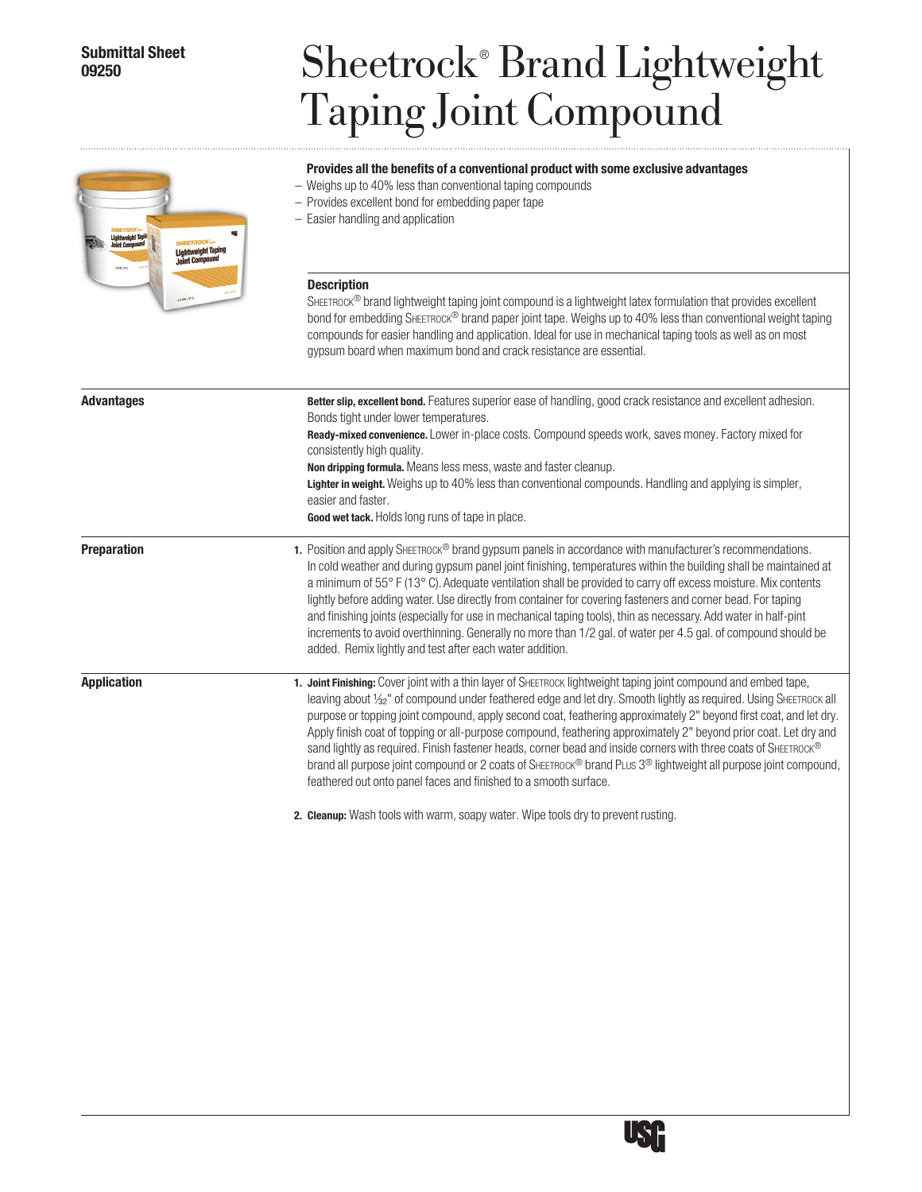**Submittal Sheet**
**09250**

# Sheetrock® Brand Lightweight Taping Joint Compound

**Provides all the benefits of a conventional product with some exclusive advantages**

- Weighs up to 40% less than conventional taping compounds
- Provides excellent bond for embedding paper tape
- Easier handling and application

### Description

SHEETROCK® brand lightweight taping joint compound is a lightweight latex formulation that provides excellent bond for embedding SHEETROCK® brand paper joint tape. Weighs up to 40% less than conventional weight taping compounds for easier handling and application. Ideal for use in mechanical taping tools as well as on most gypsum board when maximum bond and crack resistance are essential.

### Advantages

**Better slip, excellent bond.** Features superior ease of handling, good crack resistance and excellent adhesion. Bonds tight under lower temperatures.

**Ready-mixed convenience.** Lower in-place costs. Compound speeds work, saves money. Factory mixed for consistently high quality.

**Non dripping formula.** Means less mess, waste and faster cleanup.

**Lighter in weight.** Weighs up to 40% less than conventional compounds. Handling and applying is simpler, easier and faster.

**Good wet tack.** Holds long runs of tape in place.

### Preparation

1. Position and apply SHEETROCK® brand gypsum panels in accordance with manufacturer's recommendations. In cold weather and during gypsum panel joint finishing, temperatures within the building shall be maintained at a minimum of 55° F (13° C). Adequate ventilation shall be provided to carry off excess moisture. Mix contents lightly before adding water. Use directly from container for covering fasteners and corner bead. For taping and finishing joints (especially for use in mechanical taping tools), thin as necessary. Add water in half-pint increments to avoid overthinning. Generally no more than 1/2 gal. of water per 4.5 gal. of compound should be added. Remix lightly and test after each water addition.

### Application

1. **Joint Finishing:** Cover joint with a thin layer of SHEETROCK lightweight taping joint compound and embed tape, leaving about 1/32" of compound under feathered edge and let dry. Smooth lightly as required. Using SHEETROCK all purpose or topping joint compound, apply second coat, feathering approximately 2" beyond first coat, and let dry. Apply finish coat of topping or all-purpose compound, feathering approximately 2" beyond prior coat. Let dry and sand lightly as required. Finish fastener heads, corner bead and inside corners with three coats of SHEETROCK® brand all purpose joint compound or 2 coats of SHEETROCK® brand PLUS 3® lightweight all purpose joint compound, feathered out onto panel faces and finished to a smooth surface.

2. **Cleanup:** Wash tools with warm, soapy water. Wipe tools dry to prevent rusting.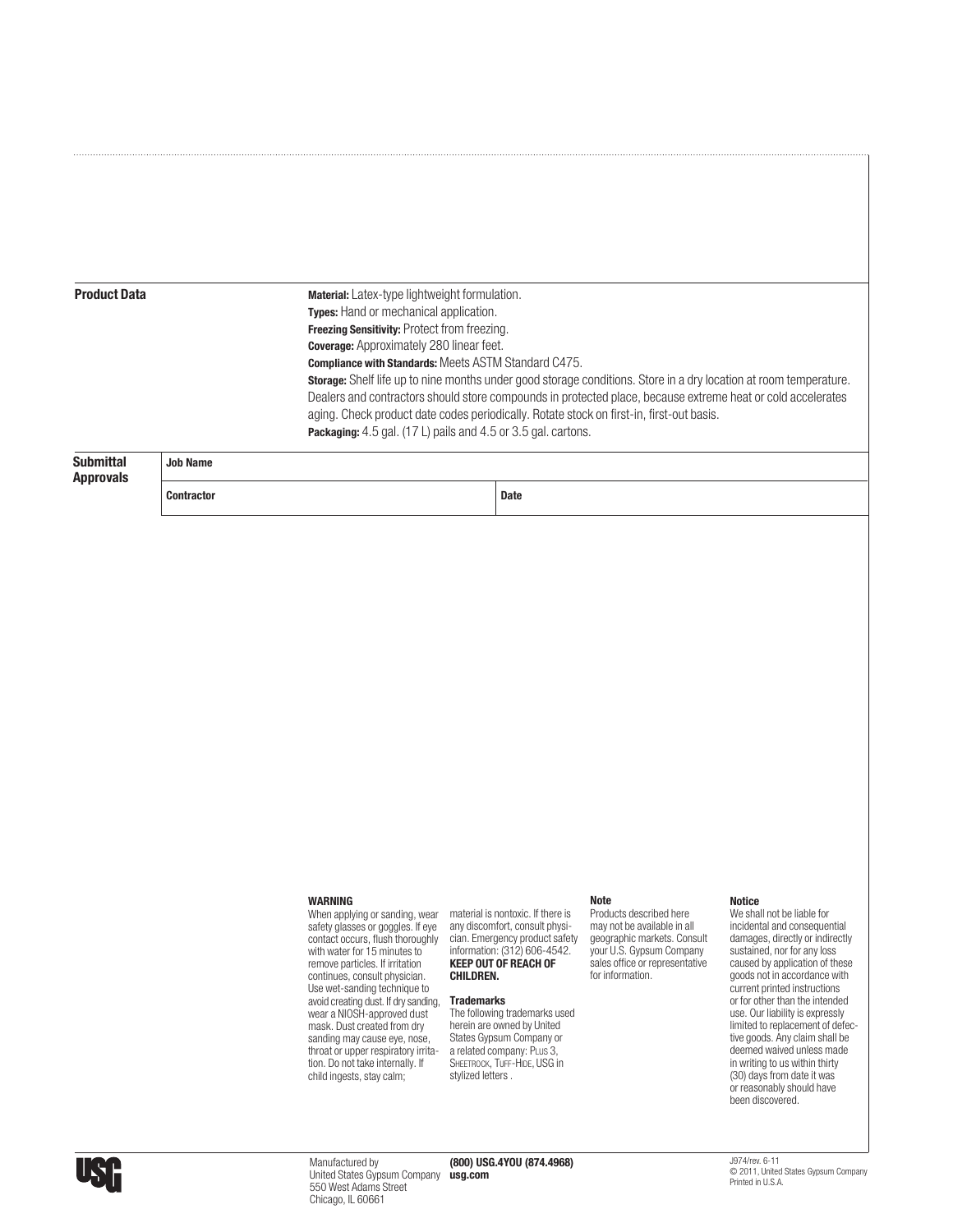## Product Data

**Material:** Latex-type lightweight formulation.
**Types:** Hand or mechanical application.
**Freezing Sensitivity:** Protect from freezing.
**Coverage:** Approximately 280 linear feet.
**Compliance with Standards:** Meets ASTM Standard C475.
**Storage:** Shelf life up to nine months under good storage conditions. Store in a dry location at room temperature. Dealers and contractors should store compounds in protected place, because extreme heat or cold accelerates aging. Check product date codes periodically. Rotate stock on first-in, first-out basis.
**Packaging:** 4.5 gal. (17 L) pails and 4.5 or 3.5 gal. cartons.

## Submittal Approvals

| | |
|---|---|
| **Job Name** | |
| **Contractor** | **Date** |

**WARNING**
When applying or sanding, wear safety glasses or goggles. If eye contact occurs, flush thoroughly with water for 15 minutes to remove particles. If irritation continues, consult physician. Use wet-sanding technique to avoid creating dust. If dry sanding, wear a NIOSH-approved dust mask. Dust created from dry sanding may cause eye, nose, throat or upper respiratory irritation. Do not take internally. If child ingests, stay calm; material is nontoxic. If there is any discomfort, consult physician. Emergency product safety information: (312) 606-4542. **KEEP OUT OF REACH OF CHILDREN.**

**Trademarks**
The following trademarks used herein are owned by United States Gypsum Company or a related company: PLUS 3, SHEETROCK, TUFF-HIDE, USG in stylized letters .

**Note**
Products described here may not be available in all geographic markets. Consult your U.S. Gypsum Company sales office or representative for information.

**Notice**
We shall not be liable for incidental and consequential damages, directly or indirectly sustained, nor for any loss caused by application of these goods not in accordance with current printed instructions or for other than the intended use. Our liability is expressly limited to replacement of defective goods. Any claim shall be deemed waived unless made in writing to us within thirty (30) days from date it was or reasonably should have been discovered.

USG

Manufactured by
United States Gypsum Company
550 West Adams Street
Chicago, IL 60661

**(800) USG.4YOU (874.4968)**
**usg.com**

J974/rev. 6-11
© 2011, United States Gypsum Company
Printed in U.S.A.